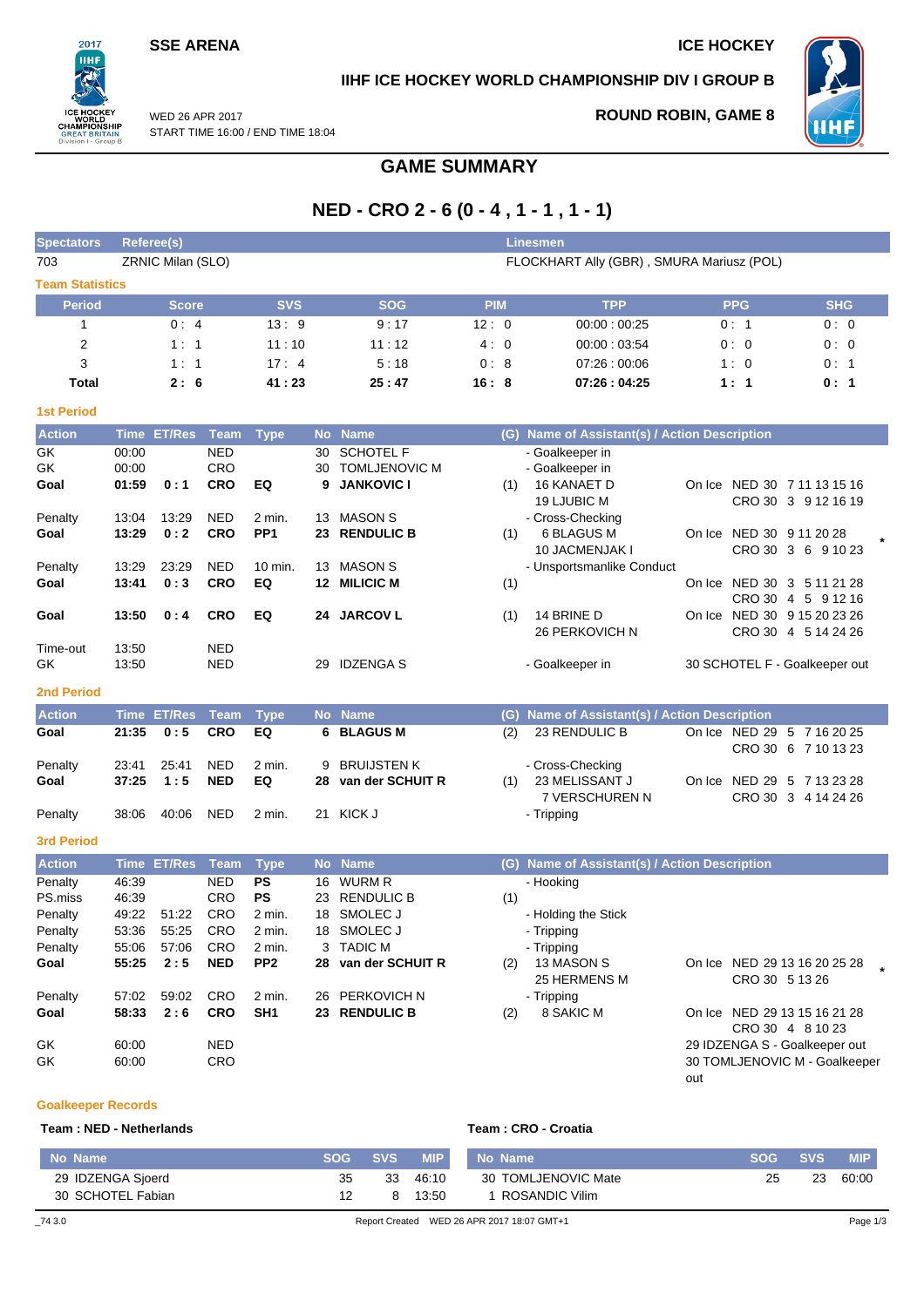SSE ARENA

ICE HOCKEY

IIHF ICE HOCKEY WORLD CHAMPIONSHIP DIV I GROUP B

WED 26 APR 2017
START TIME 16:00 / END TIME 18:04

ROUND ROBIN, GAME 8

# GAME SUMMARY

## NED - CRO 2 - 6 (0 - 4 , 1 - 1 , 1 - 1)

| Spectators | Referee(s) | Linesmen |
|---|---|---|
| 703 | ZRNIC Milan (SLO) | FLOCKHART Ally (GBR) , SMURA Mariusz (POL) |

### Team Statistics

| Period | Score | SVS | SOG | PIM | TPP | PPG | SHG |
|---|---|---|---|---|---|---|---|
| 1 | 0 : 4 | 13 : 9 | 9 : 17 | 12 : 0 | 00:00 : 00:25 | 0 : 1 | 0 : 0 |
| 2 | 1 : 1 | 11 : 10 | 11 : 12 | 4 : 0 | 00:00 : 03:54 | 0 : 0 | 0 : 0 |
| 3 | 1 : 1 | 17 : 4 | 5 : 18 | 0 : 8 | 07:26 : 00:06 | 1 : 0 | 0 : 1 |
| **Total** | **2 : 6** | **41 : 23** | **25 : 47** | **16 : 8** | **07:26 : 04:25** | **1 : 1** | **0 : 1** |

### 1st Period

| Action | Time | ET/Res | Team | Type | No | Name | (G) | Name of Assistant(s) / Action Description | |
|---|---|---|---|---|---|---|---|---|---|
| GK | 00:00 | | NED | | 30 | SCHOTEL F | | - Goalkeeper in | |
| GK | 00:00 | | CRO | | 30 | TOMLJENOVIC M | | - Goalkeeper in | |
| **Goal** | **01:59** | **0 : 1** | **CRO** | **EQ** | **9** | **JANKOVIC I** | (1) | 16 KANAET D<br>19 LJUBIC M | On Ice NED 30 7 11 13 15 16<br>CRO 30 3 9 12 16 19 |
| Penalty | 13:04 | 13:29 | NED | 2 min. | 13 | MASON S | | - Cross-Checking | |
| **Goal** | **13:29** | **0 : 2** | **CRO** | **PP1** | **23** | **RENDULIC B** | (1) | 6 BLAGUS M<br>10 JACMENJAK I | On Ice NED 30 9 11 20 28<br>CRO 30 3 6 9 10 23 * |
| Penalty | 13:29 | 23:29 | NED | 10 min. | 13 | MASON S | | - Unsportsmanlike Conduct | |
| **Goal** | **13:41** | **0 : 3** | **CRO** | **EQ** | **12** | **MILICIC M** | (1) | | On Ice NED 30 3 5 11 21 28<br>CRO 30 4 5 9 12 16 |
| **Goal** | **13:50** | **0 : 4** | **CRO** | **EQ** | **24** | **JARCOV L** | (1) | 14 BRINE D<br>26 PERKOVICH N | On Ice NED 30 9 15 20 23 26<br>CRO 30 4 5 14 24 26 |
| Time-out | 13:50 | | NED | | | | | | |
| GK | 13:50 | | NED | | 29 | IDZENGA S | | - Goalkeeper in | 30 SCHOTEL F - Goalkeeper out |

### 2nd Period

| Action | Time | ET/Res | Team | Type | No | Name | (G) | Name of Assistant(s) / Action Description | |
|---|---|---|---|---|---|---|---|---|---|
| **Goal** | **21:35** | **0 : 5** | **CRO** | **EQ** | **6** | **BLAGUS M** | (2) | 23 RENDULIC B | On Ice NED 29 5 7 16 20 25<br>CRO 30 6 7 10 13 23 |
| Penalty | 23:41 | 25:41 | NED | 2 min. | 9 | BRUIJSTEN K | | - Cross-Checking | |
| **Goal** | **37:25** | **1 : 5** | **NED** | **EQ** | **28** | **van der SCHUIT R** | (1) | 23 MELISSANT J<br>7 VERSCHUREN N | On Ice NED 29 5 7 13 23 28<br>CRO 30 3 4 14 24 26 |
| Penalty | 38:06 | 40:06 | NED | 2 min. | 21 | KICK J | | - Tripping | |

### 3rd Period

| Action | Time | ET/Res | Team | Type | No | Name | (G) | Name of Assistant(s) / Action Description | |
|---|---|---|---|---|---|---|---|---|---|
| Penalty | 46:39 | | NED | PS | 16 | WURM R | | - Hooking | |
| PS.miss | 46:39 | | CRO | PS | 23 | RENDULIC B | (1) | | |
| Penalty | 49:22 | 51:22 | CRO | 2 min. | 18 | SMOLEC J | | - Holding the Stick | |
| Penalty | 53:36 | 55:25 | CRO | 2 min. | 18 | SMOLEC J | | - Tripping | |
| Penalty | 55:06 | 57:06 | CRO | 2 min. | 3 | TADIC M | | - Tripping | |
| **Goal** | **55:25** | **2 : 5** | **NED** | **PP2** | **28** | **van der SCHUIT R** | (2) | 13 MASON S<br>25 HERMENS M | On Ice NED 29 13 16 20 25 28<br>CRO 30 5 13 26 * |
| Penalty | 57:02 | 59:02 | CRO | 2 min. | 26 | PERKOVICH N | | - Tripping | |
| **Goal** | **58:33** | **2 : 6** | **CRO** | **SH1** | **23** | **RENDULIC B** | (2) | 8 SAKIC M | On Ice NED 29 13 15 16 21 28<br>CRO 30 4 8 10 23 |
| GK | 60:00 | | NED | | | | | | 29 IDZENGA S - Goalkeeper out |
| GK | 60:00 | | CRO | | | | | | 30 TOMLJENOVIC M - Goalkeeper out |

### Goalkeeper Records

**Team : NED - Netherlands**

| No Name | SOG | SVS | MIP |
|---|---|---|---|
| 29 IDZENGA Sjoerd | 35 | 33 | 46:10 |
| 30 SCHOTEL Fabian | 12 | 8 | 13:50 |

**Team : CRO - Croatia**

| No Name | SOG | SVS | MIP |
|---|---|---|---|
| 30 TOMLJENOVIC Mate | 25 | 23 | 60:00 |
| 1 ROSANDIC Vilim | | | |

_74 3.0 Report Created WED 26 APR 2017 18:07 GMT+1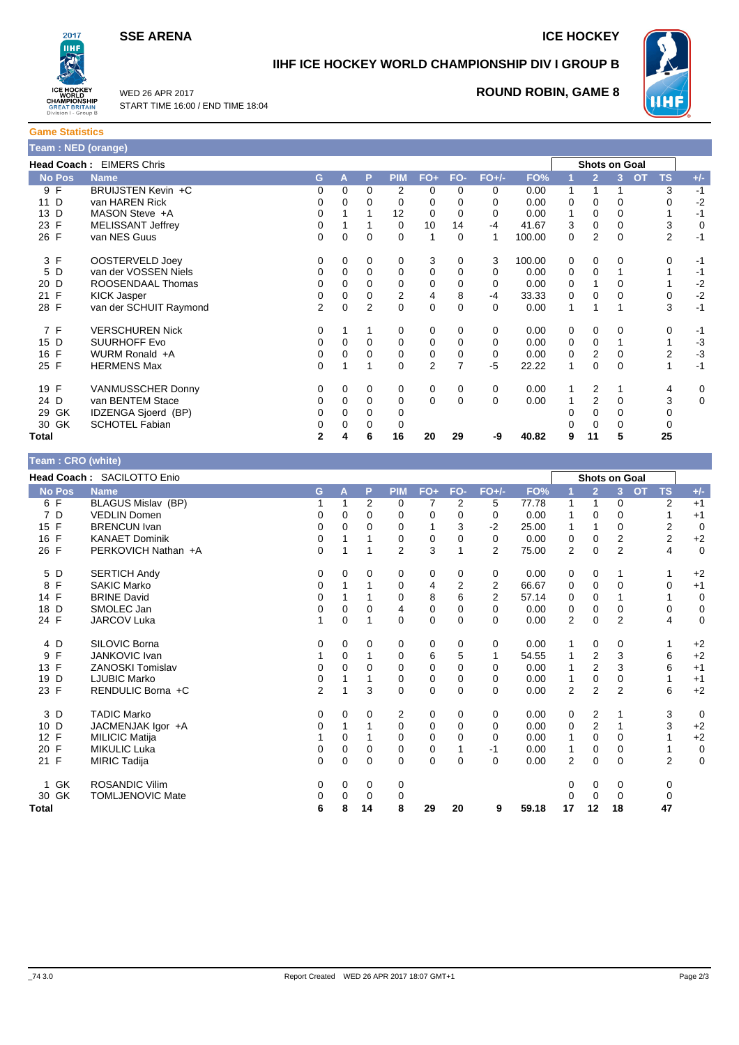**SSE ARENA** — **ICE HOCKEY**

# IIHF ICE HOCKEY WORLD CHAMPIONSHIP DIV I GROUP B

WED 26 APR 2017
START TIME 16:00 / END TIME 18:04

**ROUND ROBIN, GAME 8**

## Game Statistics

### Team : NED (orange)

**Head Coach :** EIMERS Chris

| No | Pos | Name | G | A | P | PIM | FO+ | FO- | FO+/- | FO% | 1 | 2 | 3 | OT | TS | +/- |
|---|---|---|---|---|---|---|---|---|---|---|---|---|---|---|---|---|
| 9 | F | BRUIJSTEN Kevin +C | 0 | 0 | 0 | 2 | 0 | 0 | 0 | 0.00 | 1 | 1 | 1 | | 3 | -1 |
| 11 | D | van HAREN Rick | 0 | 0 | 0 | 0 | 0 | 0 | 0 | 0.00 | 0 | 0 | 0 | | 0 | -2 |
| 13 | D | MASON Steve +A | 0 | 1 | 1 | 12 | 0 | 0 | 0 | 0.00 | 1 | 0 | 0 | | 1 | -1 |
| 23 | F | MELISSANT Jeffrey | 0 | 1 | 1 | 0 | 10 | 14 | -4 | 41.67 | 3 | 0 | 0 | | 3 | 0 |
| 26 | F | van NES Guus | 0 | 0 | 0 | 0 | 1 | 0 | 1 | 100.00 | 0 | 2 | 0 | | 2 | -1 |
| 3 | F | OOSTERVELD Joey | 0 | 0 | 0 | 0 | 3 | 0 | 3 | 100.00 | 0 | 0 | 0 | | 0 | -1 |
| 5 | D | van der VOSSEN Niels | 0 | 0 | 0 | 0 | 0 | 0 | 0 | 0.00 | 0 | 0 | 1 | | 1 | -1 |
| 20 | D | ROOSENDAAL Thomas | 0 | 0 | 0 | 0 | 0 | 0 | 0 | 0.00 | 0 | 1 | 0 | | 1 | -2 |
| 21 | F | KICK Jasper | 0 | 0 | 0 | 2 | 4 | 8 | -4 | 33.33 | 0 | 0 | 0 | | 0 | -2 |
| 28 | F | van der SCHUIT Raymond | 2 | 0 | 2 | 0 | 0 | 0 | 0 | 0.00 | 1 | 1 | 1 | | 3 | -1 |
| 7 | F | VERSCHUREN Nick | 0 | 1 | 1 | 0 | 0 | 0 | 0 | 0.00 | 0 | 0 | 0 | | 0 | -1 |
| 15 | D | SUURHOFF Evo | 0 | 0 | 0 | 0 | 0 | 0 | 0 | 0.00 | 0 | 0 | 1 | | 1 | -3 |
| 16 | F | WURM Ronald +A | 0 | 0 | 0 | 0 | 0 | 0 | 0 | 0.00 | 0 | 2 | 0 | | 2 | -3 |
| 25 | F | HERMENS Max | 0 | 1 | 1 | 0 | 2 | 7 | -5 | 22.22 | 1 | 0 | 0 | | 1 | -1 |
| 19 | F | VANMUSSCHER Donny | 0 | 0 | 0 | 0 | 0 | 0 | 0 | 0.00 | 1 | 2 | 1 | | 4 | 0 |
| 24 | D | van BENTEM Stace | 0 | 0 | 0 | 0 | 0 | 0 | 0 | 0.00 | 1 | 2 | 0 | | 3 | 0 |
| 29 | GK | IDZENGA Sjoerd (BP) | 0 | 0 | 0 | 0 | | | | | 0 | 0 | 0 | | 0 | |
| 30 | GK | SCHOTEL Fabian | 0 | 0 | 0 | 0 | | | | | 0 | 0 | 0 | | 0 | |
| **Total** | | | **2** | **4** | **6** | **16** | **20** | **29** | **-9** | **40.82** | **9** | **11** | **5** | | **25** | |

### Team : CRO (white)

**Head Coach :** SACILOTTO Enio

| No | Pos | Name | G | A | P | PIM | FO+ | FO- | FO+/- | FO% | 1 | 2 | 3 | OT | TS | +/- |
|---|---|---|---|---|---|---|---|---|---|---|---|---|---|---|---|---|
| 6 | F | BLAGUS Mislav (BP) | 1 | 1 | 2 | 0 | 7 | 2 | 5 | 77.78 | 1 | 1 | 0 | | 2 | +1 |
| 7 | D | VEDLIN Domen | 0 | 0 | 0 | 0 | 0 | 0 | 0 | 0.00 | 1 | 0 | 0 | | 1 | +1 |
| 15 | F | BRENCUN Ivan | 0 | 0 | 0 | 0 | 1 | 3 | -2 | 25.00 | 1 | 1 | 0 | | 2 | 0 |
| 16 | F | KANAET Dominik | 0 | 1 | 1 | 0 | 0 | 0 | 0 | 0.00 | 0 | 0 | 2 | | 2 | +2 |
| 26 | F | PERKOVICH Nathan +A | 0 | 1 | 1 | 2 | 3 | 1 | 2 | 75.00 | 2 | 0 | 2 | | 4 | 0 |
| 5 | D | SERTICH Andy | 0 | 0 | 0 | 0 | 0 | 0 | 0 | 0.00 | 0 | 0 | 1 | | 1 | +2 |
| 8 | F | SAKIC Marko | 0 | 1 | 1 | 0 | 4 | 2 | 2 | 66.67 | 0 | 0 | 0 | | 0 | +1 |
| 14 | F | BRINE David | 0 | 1 | 1 | 0 | 8 | 6 | 2 | 57.14 | 0 | 0 | 1 | | 1 | 0 |
| 18 | D | SMOLEC Jan | 0 | 0 | 0 | 4 | 0 | 0 | 0 | 0.00 | 0 | 0 | 0 | | 0 | 0 |
| 24 | F | JARCOV Luka | 1 | 0 | 1 | 0 | 0 | 0 | 0 | 0.00 | 2 | 0 | 2 | | 4 | 0 |
| 4 | D | SILOVIC Borna | 0 | 0 | 0 | 0 | 0 | 0 | 0 | 0.00 | 1 | 0 | 0 | | 1 | +2 |
| 9 | F | JANKOVIC Ivan | 1 | 0 | 1 | 0 | 6 | 5 | 1 | 54.55 | 1 | 2 | 3 | | 6 | +2 |
| 13 | F | ZANOSKI Tomislav | 0 | 0 | 0 | 0 | 0 | 0 | 0 | 0.00 | 1 | 2 | 3 | | 6 | +1 |
| 19 | D | LJUBIC Marko | 0 | 1 | 1 | 0 | 0 | 0 | 0 | 0.00 | 1 | 0 | 0 | | 1 | +1 |
| 23 | F | RENDULIC Borna +C | 2 | 1 | 3 | 0 | 0 | 0 | 0 | 0.00 | 2 | 2 | 2 | | 6 | +2 |
| 3 | D | TADIC Marko | 0 | 0 | 0 | 2 | 0 | 0 | 0 | 0.00 | 0 | 2 | 1 | | 3 | 0 |
| 10 | D | JACMENJAK Igor +A | 0 | 1 | 1 | 0 | 0 | 0 | 0 | 0.00 | 0 | 2 | 1 | | 3 | +2 |
| 12 | F | MILICIC Matija | 1 | 0 | 1 | 0 | 0 | 0 | 0 | 0.00 | 1 | 0 | 0 | | 1 | +2 |
| 20 | F | MIKULIC Luka | 0 | 0 | 0 | 0 | 0 | 1 | -1 | 0.00 | 1 | 0 | 0 | | 1 | 0 |
| 21 | F | MIRIC Tadija | 0 | 0 | 0 | 0 | 0 | 0 | 0 | 0.00 | 2 | 0 | 0 | | 2 | 0 |
| 1 | GK | ROSANDIC Vilim | 0 | 0 | 0 | 0 | | | | | 0 | 0 | 0 | | 0 | |
| 30 | GK | TOMLJENOVIC Mate | 0 | 0 | 0 | 0 | | | | | 0 | 0 | 0 | | 0 | |
| **Total** | | | **6** | **8** | **14** | **8** | **29** | **20** | **9** | **59.18** | **17** | **12** | **18** | | **47** | |

_74 3.0 — Report Created WED 26 APR 2017 18:07 GMT+1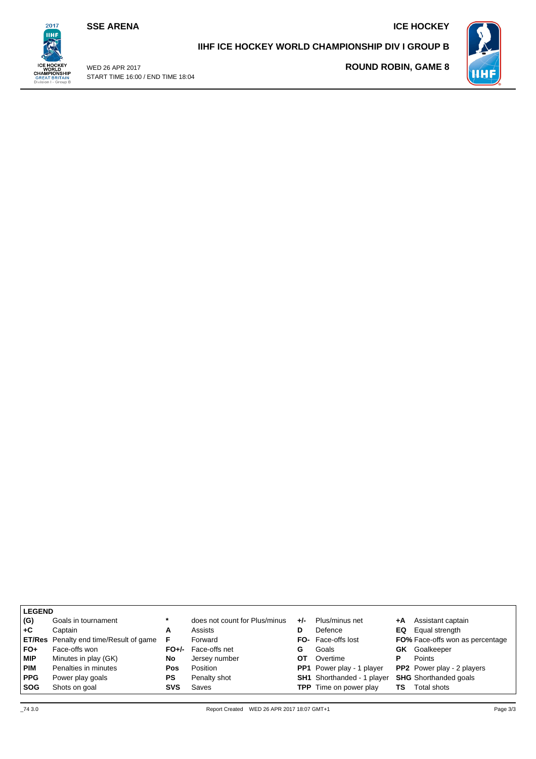# IIHF ICE HOCKEY WORLD CHAMPIONSHIP DIV I GROUP B

SSE ARENA

ICE HOCKEY

WED 26 APR 2017

START TIME 16:00 / END TIME 18:04

ROUND ROBIN, GAME 8

**LEGEND**

| | | | | | | | |
|---|---|---|---|---|---|---|---|
| **(G)** | Goals in tournament | **\*** | does not count for Plus/minus | **+/-** | Plus/minus net | **+A** | Assistant captain |
| **+C** | Captain | **A** | Assists | **D** | Defence | **EQ** | Equal strength |
| **ET/Res** | Penalty end time/Result of game | **F** | Forward | **FO-** | Face-offs lost | **FO%** | Face-offs won as percentage |
| **FO+** | Face-offs won | **FO+/-** | Face-offs net | **G** | Goals | **GK** | Goalkeeper |
| **MIP** | Minutes in play (GK) | **No** | Jersey number | **OT** | Overtime | **P** | Points |
| **PIM** | Penalties in minutes | **Pos** | Position | **PP1** | Power play - 1 player | **PP2** | Power play - 2 players |
| **PPG** | Power play goals | **PS** | Penalty shot | **SH1** | Shorthanded - 1 player | **SHG** | Shorthanded goals |
| **SOG** | Shots on goal | **SVS** | Saves | **TPP** | Time on power play | **TS** | Total shots |

_74 3.0

Report Created WED 26 APR 2017 18:07 GMT+1